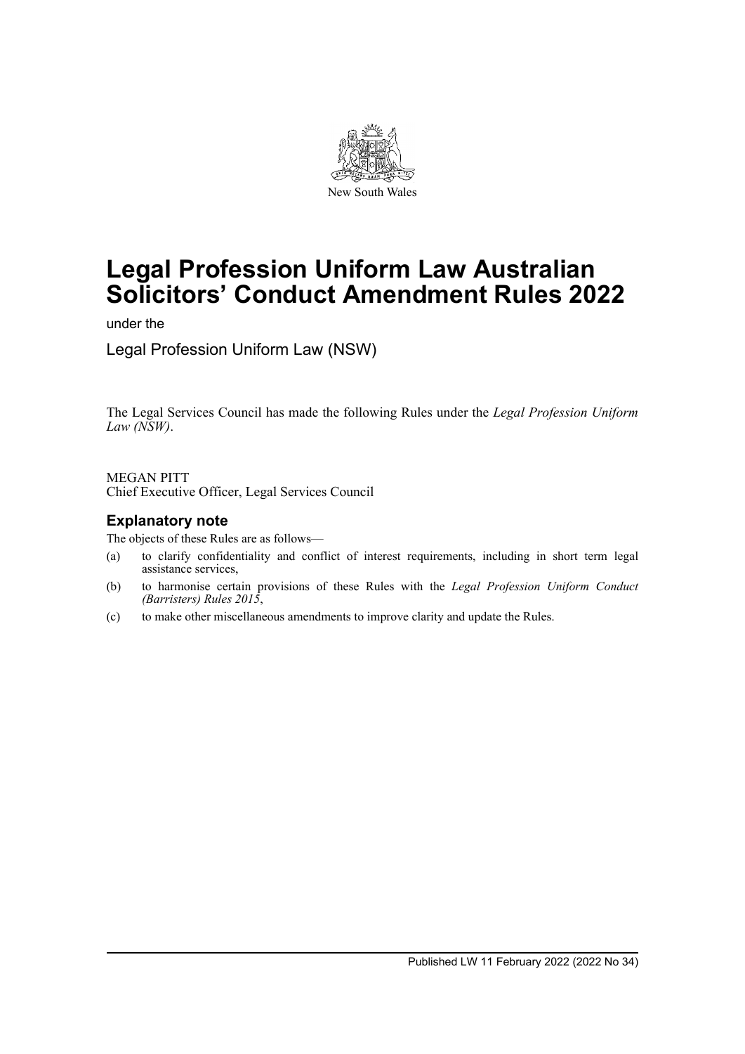New South Wales

# Legal Profession Uniform Law Australian Solicitors' Conduct Amendment Rules 2022

under the

Legal Profession Uniform Law (NSW)

The Legal Services Council has made the following Rules under the *Legal Profession Uniform Law (NSW)*.

MEGAN PITT
Chief Executive Officer, Legal Services Council

## Explanatory note

The objects of these Rules are as follows—

(a) to clarify confidentiality and conflict of interest requirements, including in short term legal assistance services,

(b) to harmonise certain provisions of these Rules with the *Legal Profession Uniform Conduct (Barristers) Rules 2015*,

(c) to make other miscellaneous amendments to improve clarity and update the Rules.

Published LW 11 February 2022 (2022 No 34)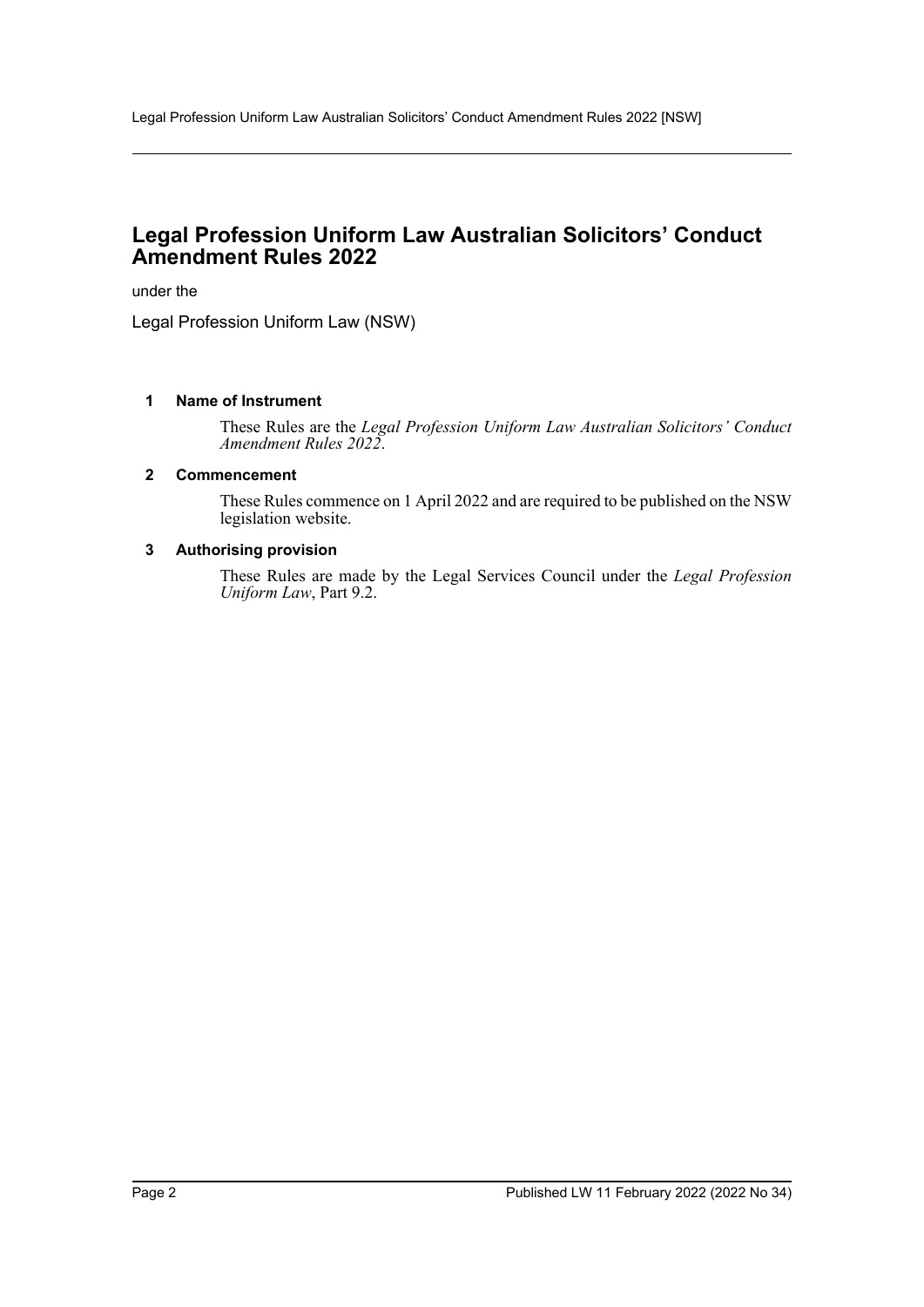# Legal Profession Uniform Law Australian Solicitors' Conduct Amendment Rules 2022

under the

Legal Profession Uniform Law (NSW)

**1 Name of Instrument**

These Rules are the *Legal Profession Uniform Law Australian Solicitors' Conduct Amendment Rules 2022*.

**2 Commencement**

These Rules commence on 1 April 2022 and are required to be published on the NSW legislation website.

**3 Authorising provision**

These Rules are made by the Legal Services Council under the *Legal Profession Uniform Law*, Part 9.2.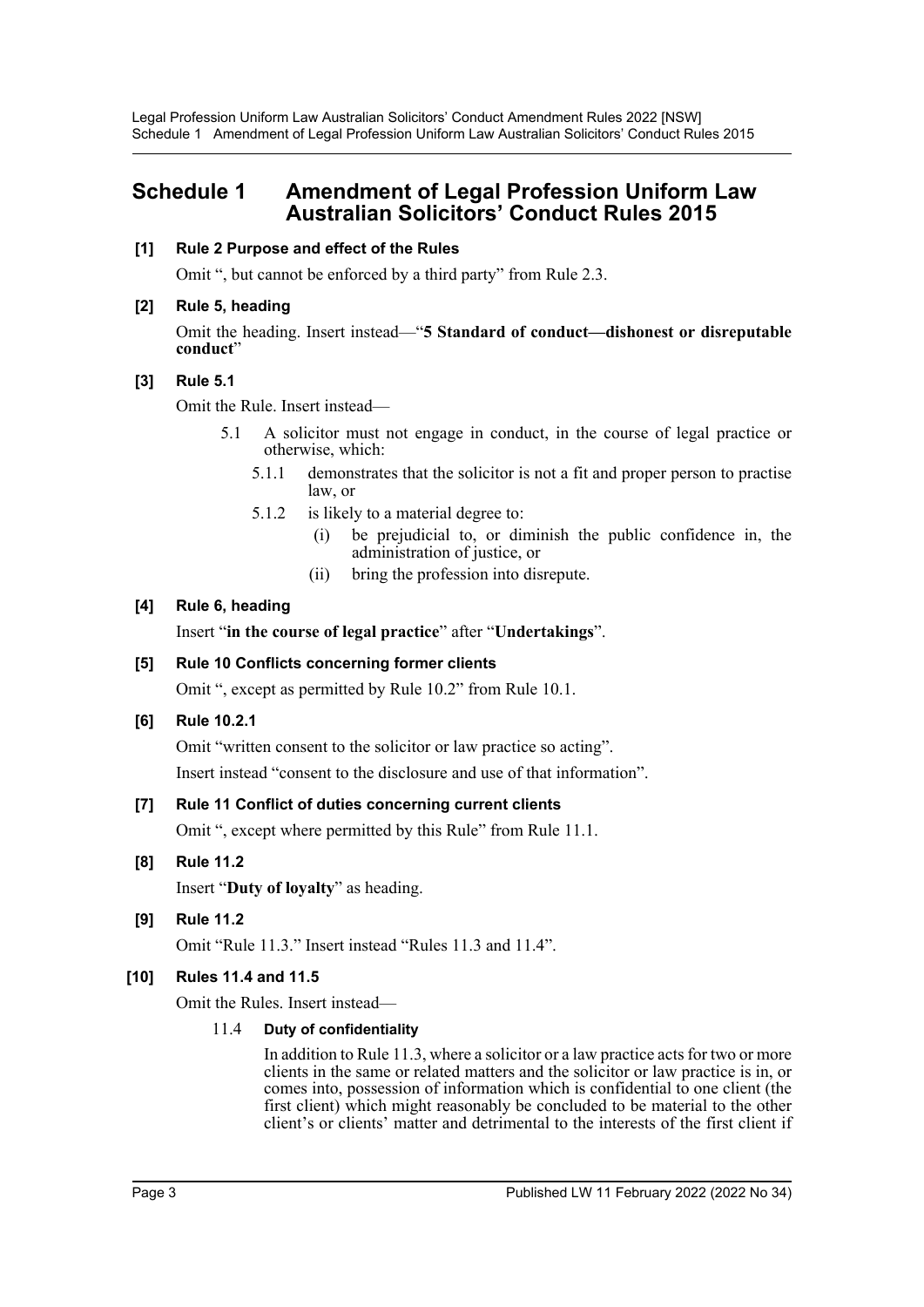# Schedule 1 Amendment of Legal Profession Uniform Law Australian Solicitors' Conduct Rules 2015

**[1] Rule 2 Purpose and effect of the Rules**

Omit ", but cannot be enforced by a third party" from Rule 2.3.

**[2] Rule 5, heading**

Omit the heading. Insert instead—"**5 Standard of conduct—dishonest or disreputable conduct**"

**[3] Rule 5.1**

Omit the Rule. Insert instead—

5.1 A solicitor must not engage in conduct, in the course of legal practice or otherwise, which:

5.1.1 demonstrates that the solicitor is not a fit and proper person to practise law, or

5.1.2 is likely to a material degree to:

(i) be prejudicial to, or diminish the public confidence in, the administration of justice, or

(ii) bring the profession into disrepute.

**[4] Rule 6, heading**

Insert "**in the course of legal practice**" after "**Undertakings**".

**[5] Rule 10 Conflicts concerning former clients**

Omit ", except as permitted by Rule 10.2" from Rule 10.1.

**[6] Rule 10.2.1**

Omit "written consent to the solicitor or law practice so acting".

Insert instead "consent to the disclosure and use of that information".

**[7] Rule 11 Conflict of duties concerning current clients**

Omit ", except where permitted by this Rule" from Rule 11.1.

**[8] Rule 11.2**

Insert "**Duty of loyalty**" as heading.

**[9] Rule 11.2**

Omit "Rule 11.3." Insert instead "Rules 11.3 and 11.4".

**[10] Rules 11.4 and 11.5**

Omit the Rules. Insert instead—

11.4 **Duty of confidentiality**

In addition to Rule 11.3, where a solicitor or a law practice acts for two or more clients in the same or related matters and the solicitor or law practice is in, or comes into, possession of information which is confidential to one client (the first client) which might reasonably be concluded to be material to the other client's or clients' matter and detrimental to the interests of the first client if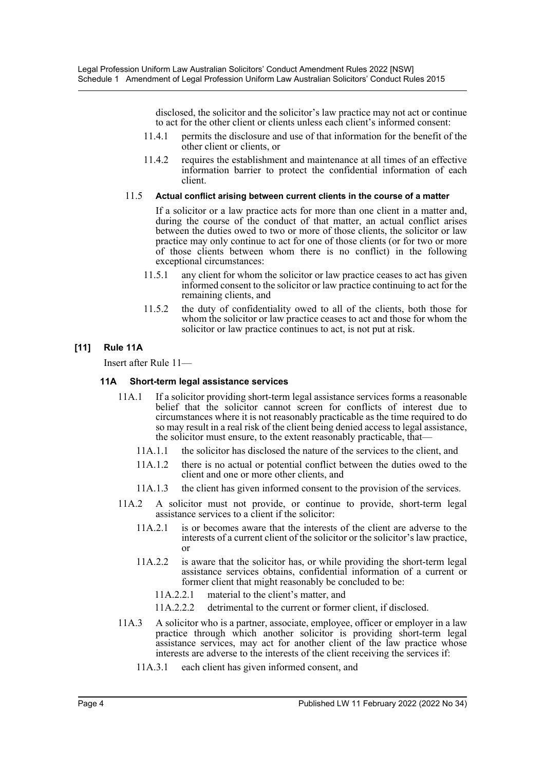disclosed, the solicitor and the solicitor's law practice may not act or continue to act for the other client or clients unless each client's informed consent:

11.4.1 permits the disclosure and use of that information for the benefit of the other client or clients, or

11.4.2 requires the establishment and maintenance at all times of an effective information barrier to protect the confidential information of each client.

11.5 **Actual conflict arising between current clients in the course of a matter**

If a solicitor or a law practice acts for more than one client in a matter and, during the course of the conduct of that matter, an actual conflict arises between the duties owed to two or more of those clients, the solicitor or law practice may only continue to act for one of those clients (or for two or more of those clients between whom there is no conflict) in the following exceptional circumstances:

11.5.1 any client for whom the solicitor or law practice ceases to act has given informed consent to the solicitor or law practice continuing to act for the remaining clients, and

11.5.2 the duty of confidentiality owed to all of the clients, both those for whom the solicitor or law practice ceases to act and those for whom the solicitor or law practice continues to act, is not put at risk.

**[11] Rule 11A**

Insert after Rule 11—

**11A Short-term legal assistance services**

11A.1 If a solicitor providing short-term legal assistance services forms a reasonable belief that the solicitor cannot screen for conflicts of interest due to circumstances where it is not reasonably practicable as the time required to do so may result in a real risk of the client being denied access to legal assistance, the solicitor must ensure, to the extent reasonably practicable, that—

11A.1.1 the solicitor has disclosed the nature of the services to the client, and

11A.1.2 there is no actual or potential conflict between the duties owed to the client and one or more other clients, and

11A.1.3 the client has given informed consent to the provision of the services.

11A.2 A solicitor must not provide, or continue to provide, short-term legal assistance services to a client if the solicitor:

11A.2.1 is or becomes aware that the interests of the client are adverse to the interests of a current client of the solicitor or the solicitor's law practice, or

11A.2.2 is aware that the solicitor has, or while providing the short-term legal assistance services obtains, confidential information of a current or former client that might reasonably be concluded to be:

11A.2.2.1 material to the client's matter, and

11A.2.2.2 detrimental to the current or former client, if disclosed.

11A.3 A solicitor who is a partner, associate, employee, officer or employer in a law practice through which another solicitor is providing short-term legal assistance services, may act for another client of the law practice whose interests are adverse to the interests of the client receiving the services if:

11A.3.1 each client has given informed consent, and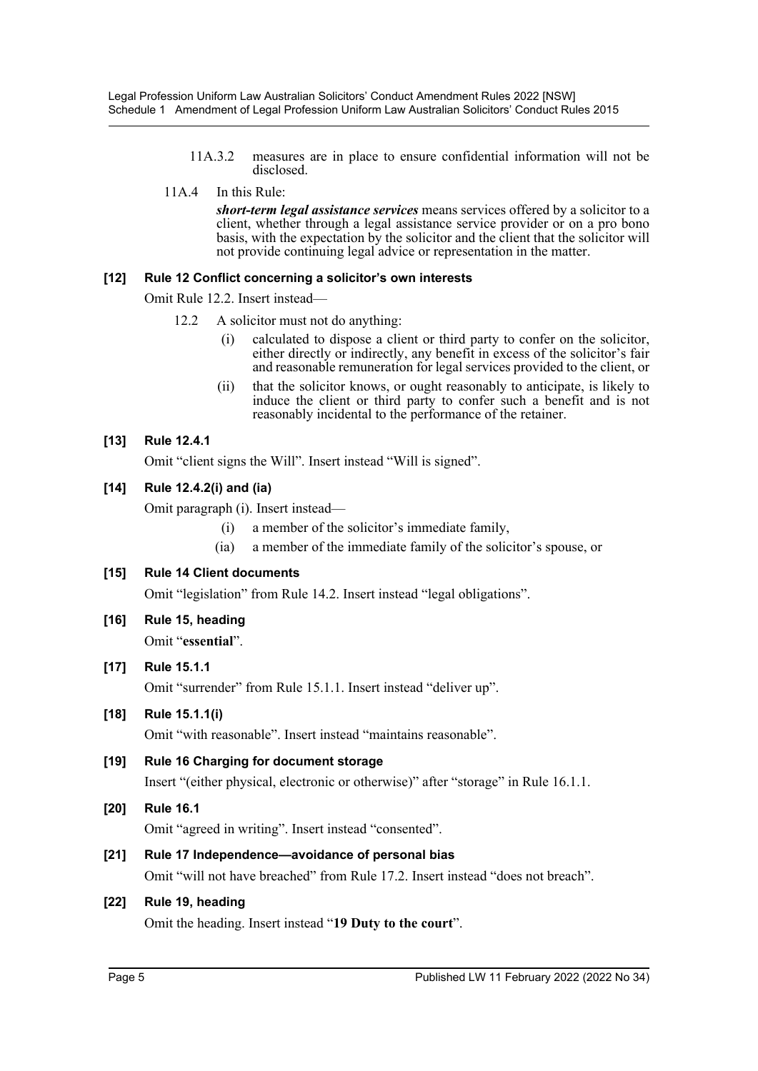11A.3.2 measures are in place to ensure confidential information will not be disclosed.

11A.4 In this Rule:

***short-term legal assistance services*** means services offered by a solicitor to a client, whether through a legal assistance service provider or on a pro bono basis, with the expectation by the solicitor and the client that the solicitor will not provide continuing legal advice or representation in the matter.

### [12] Rule 12 Conflict concerning a solicitor's own interests

Omit Rule 12.2. Insert instead—

12.2 A solicitor must not do anything:

(i) calculated to dispose a client or third party to confer on the solicitor, either directly or indirectly, any benefit in excess of the solicitor's fair and reasonable remuneration for legal services provided to the client, or

(ii) that the solicitor knows, or ought reasonably to anticipate, is likely to induce the client or third party to confer such a benefit and is not reasonably incidental to the performance of the retainer.

### [13] Rule 12.4.1

Omit "client signs the Will". Insert instead "Will is signed".

### [14] Rule 12.4.2(i) and (ia)

Omit paragraph (i). Insert instead—

(i) a member of the solicitor's immediate family,

(ia) a member of the immediate family of the solicitor's spouse, or

### [15] Rule 14 Client documents

Omit "legislation" from Rule 14.2. Insert instead "legal obligations".

### [16] Rule 15, heading

Omit "**essential**".

### [17] Rule 15.1.1

Omit "surrender" from Rule 15.1.1. Insert instead "deliver up".

### [18] Rule 15.1.1(i)

Omit "with reasonable". Insert instead "maintains reasonable".

### [19] Rule 16 Charging for document storage

Insert "(either physical, electronic or otherwise)" after "storage" in Rule 16.1.1.

### [20] Rule 16.1

Omit "agreed in writing". Insert instead "consented".

### [21] Rule 17 Independence—avoidance of personal bias

Omit "will not have breached" from Rule 17.2. Insert instead "does not breach".

### [22] Rule 19, heading

Omit the heading. Insert instead "**19 Duty to the court**".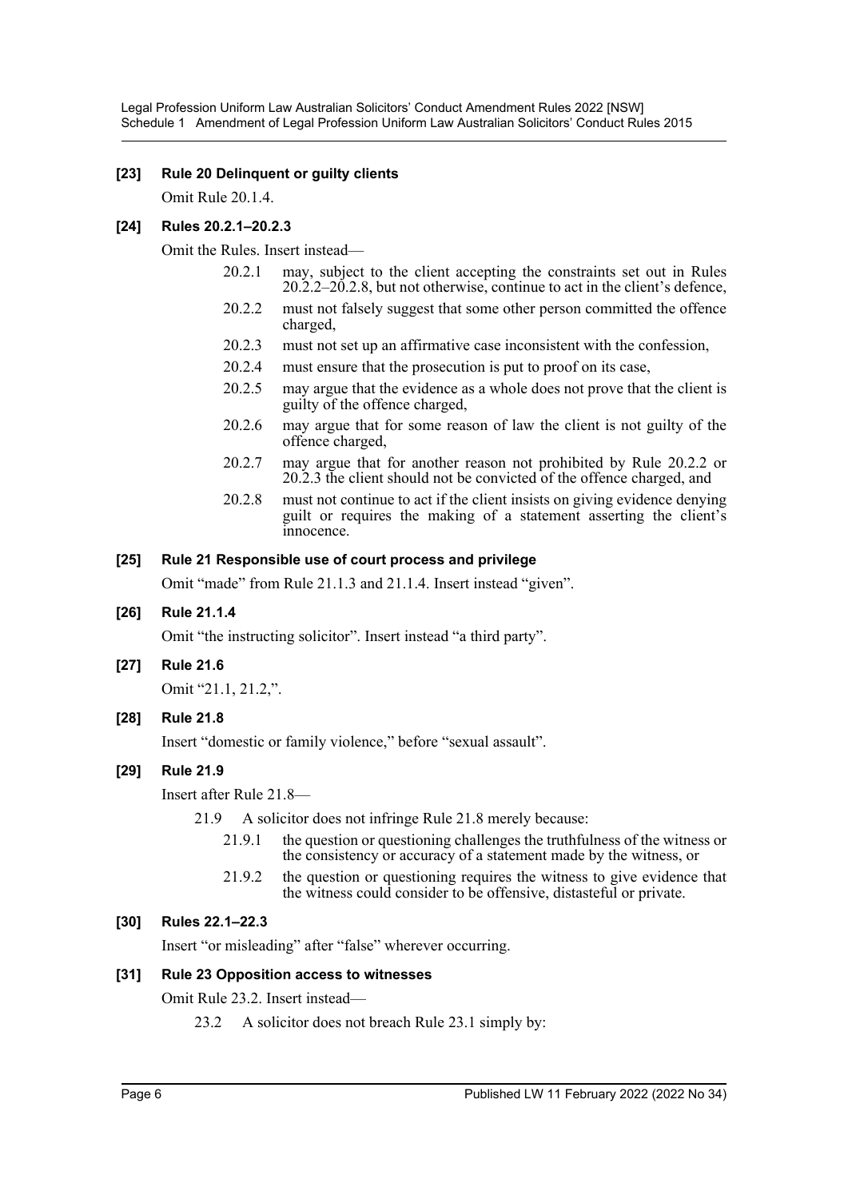### [23] Rule 20 Delinquent or guilty clients

Omit Rule 20.1.4.

### [24] Rules 20.2.1–20.2.3

Omit the Rules. Insert instead—

20.2.1 may, subject to the client accepting the constraints set out in Rules 20.2.2–20.2.8, but not otherwise, continue to act in the client's defence,

20.2.2 must not falsely suggest that some other person committed the offence charged,

20.2.3 must not set up an affirmative case inconsistent with the confession,

20.2.4 must ensure that the prosecution is put to proof on its case,

20.2.5 may argue that the evidence as a whole does not prove that the client is guilty of the offence charged,

20.2.6 may argue that for some reason of law the client is not guilty of the offence charged,

20.2.7 may argue that for another reason not prohibited by Rule 20.2.2 or 20.2.3 the client should not be convicted of the offence charged, and

20.2.8 must not continue to act if the client insists on giving evidence denying guilt or requires the making of a statement asserting the client's innocence.

### [25] Rule 21 Responsible use of court process and privilege

Omit "made" from Rule 21.1.3 and 21.1.4. Insert instead "given".

### [26] Rule 21.1.4

Omit "the instructing solicitor". Insert instead "a third party".

### [27] Rule 21.6

Omit "21.1, 21.2,".

### [28] Rule 21.8

Insert "domestic or family violence," before "sexual assault".

### [29] Rule 21.9

Insert after Rule 21.8—

21.9 A solicitor does not infringe Rule 21.8 merely because:

21.9.1 the question or questioning challenges the truthfulness of the witness or the consistency or accuracy of a statement made by the witness, or

21.9.2 the question or questioning requires the witness to give evidence that the witness could consider to be offensive, distasteful or private.

### [30] Rules 22.1–22.3

Insert "or misleading" after "false" wherever occurring.

### [31] Rule 23 Opposition access to witnesses

Omit Rule 23.2. Insert instead—

23.2 A solicitor does not breach Rule 23.1 simply by: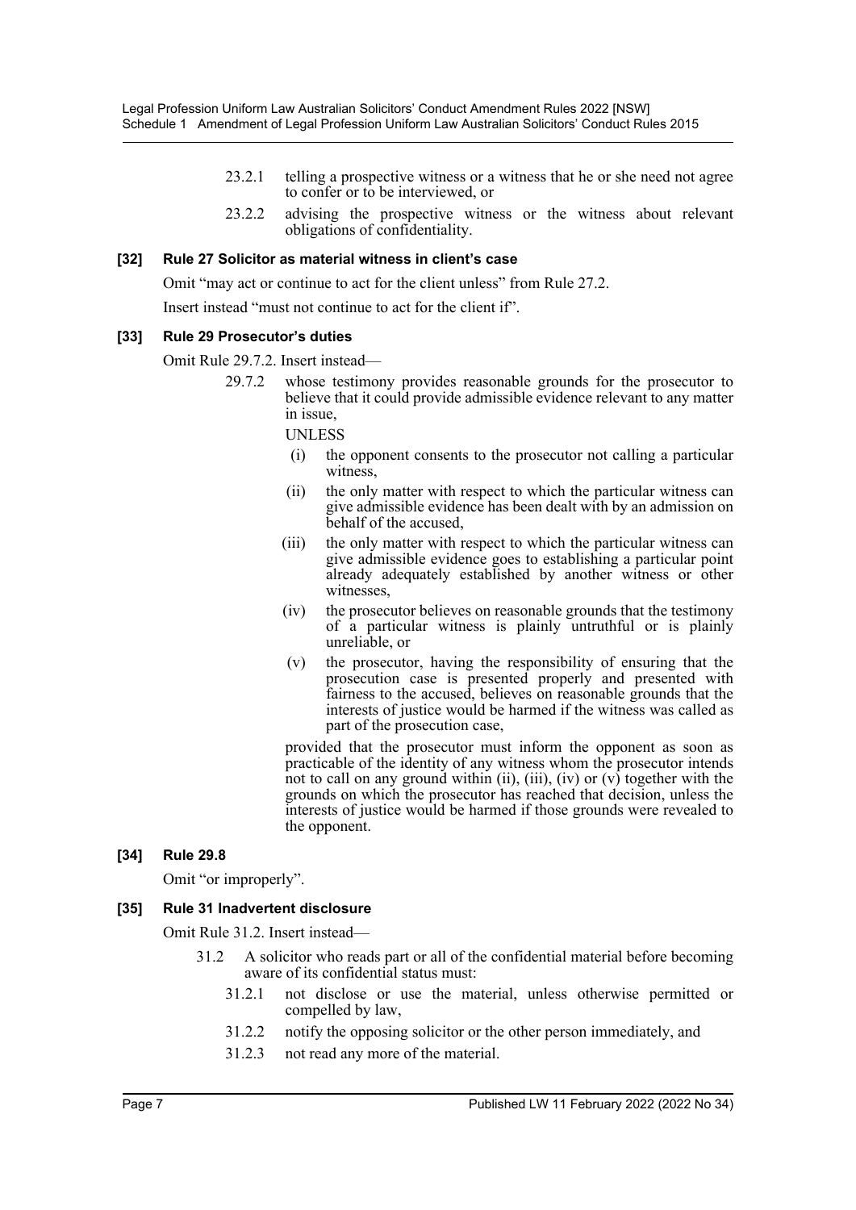23.2.1 telling a prospective witness or a witness that he or she need not agree to confer or to be interviewed, or

23.2.2 advising the prospective witness or the witness about relevant obligations of confidentiality.

**[32] Rule 27 Solicitor as material witness in client's case**

Omit "may act or continue to act for the client unless" from Rule 27.2.

Insert instead "must not continue to act for the client if".

**[33] Rule 29 Prosecutor's duties**

Omit Rule 29.7.2. Insert instead—

29.7.2 whose testimony provides reasonable grounds for the prosecutor to believe that it could provide admissible evidence relevant to any matter in issue,

UNLESS

(i) the opponent consents to the prosecutor not calling a particular witness,

(ii) the only matter with respect to which the particular witness can give admissible evidence has been dealt with by an admission on behalf of the accused,

(iii) the only matter with respect to which the particular witness can give admissible evidence goes to establishing a particular point already adequately established by another witness or other witnesses,

(iv) the prosecutor believes on reasonable grounds that the testimony of a particular witness is plainly untruthful or is plainly unreliable, or

(v) the prosecutor, having the responsibility of ensuring that the prosecution case is presented properly and presented with fairness to the accused, believes on reasonable grounds that the interests of justice would be harmed if the witness was called as part of the prosecution case,

provided that the prosecutor must inform the opponent as soon as practicable of the identity of any witness whom the prosecutor intends not to call on any ground within (ii), (iii), (iv) or (v) together with the grounds on which the prosecutor has reached that decision, unless the interests of justice would be harmed if those grounds were revealed to the opponent.

**[34] Rule 29.8**

Omit "or improperly".

**[35] Rule 31 Inadvertent disclosure**

Omit Rule 31.2. Insert instead—

31.2 A solicitor who reads part or all of the confidential material before becoming aware of its confidential status must:

31.2.1 not disclose or use the material, unless otherwise permitted or compelled by law,

31.2.2 notify the opposing solicitor or the other person immediately, and

31.2.3 not read any more of the material.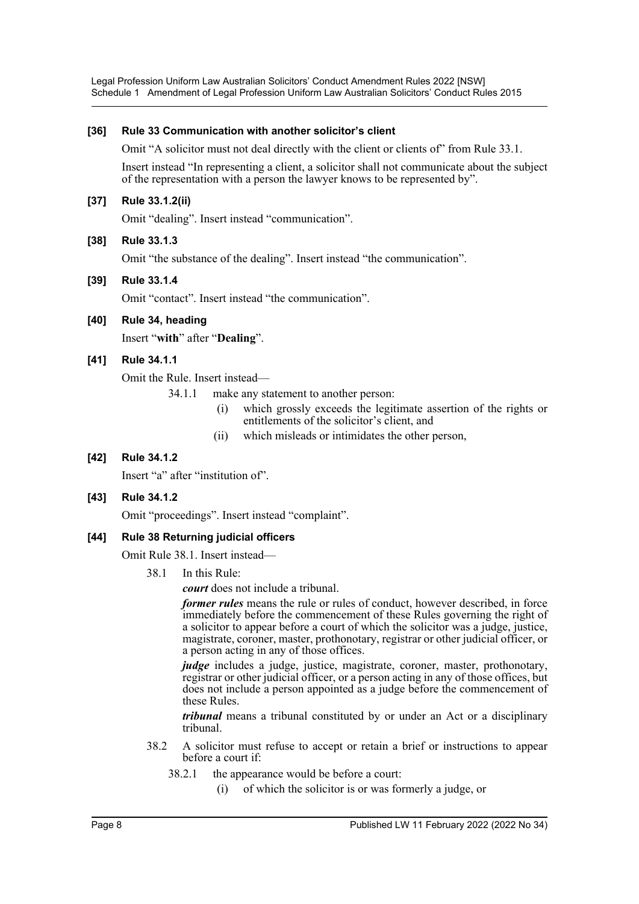**[36] Rule 33 Communication with another solicitor's client**

Omit "A solicitor must not deal directly with the client or clients of" from Rule 33.1.

Insert instead "In representing a client, a solicitor shall not communicate about the subject of the representation with a person the lawyer knows to be represented by".

**[37] Rule 33.1.2(ii)**

Omit "dealing". Insert instead "communication".

**[38] Rule 33.1.3**

Omit "the substance of the dealing". Insert instead "the communication".

**[39] Rule 33.1.4**

Omit "contact". Insert instead "the communication".

**[40] Rule 34, heading**

Insert "**with**" after "**Dealing**".

**[41] Rule 34.1.1**

Omit the Rule. Insert instead—

34.1.1 make any statement to another person:

(i) which grossly exceeds the legitimate assertion of the rights or entitlements of the solicitor's client, and

(ii) which misleads or intimidates the other person,

**[42] Rule 34.1.2**

Insert "a" after "institution of".

**[43] Rule 34.1.2**

Omit "proceedings". Insert instead "complaint".

**[44] Rule 38 Returning judicial officers**

Omit Rule 38.1. Insert instead—

38.1 In this Rule:

***court*** does not include a tribunal.

***former rules*** means the rule or rules of conduct, however described, in force immediately before the commencement of these Rules governing the right of a solicitor to appear before a court of which the solicitor was a judge, justice, magistrate, coroner, master, prothonotary, registrar or other judicial officer, or a person acting in any of those offices.

***judge*** includes a judge, justice, magistrate, coroner, master, prothonotary, registrar or other judicial officer, or a person acting in any of those offices, but does not include a person appointed as a judge before the commencement of these Rules.

***tribunal*** means a tribunal constituted by or under an Act or a disciplinary tribunal.

38.2 A solicitor must refuse to accept or retain a brief or instructions to appear before a court if:

38.2.1 the appearance would be before a court:

(i) of which the solicitor is or was formerly a judge, or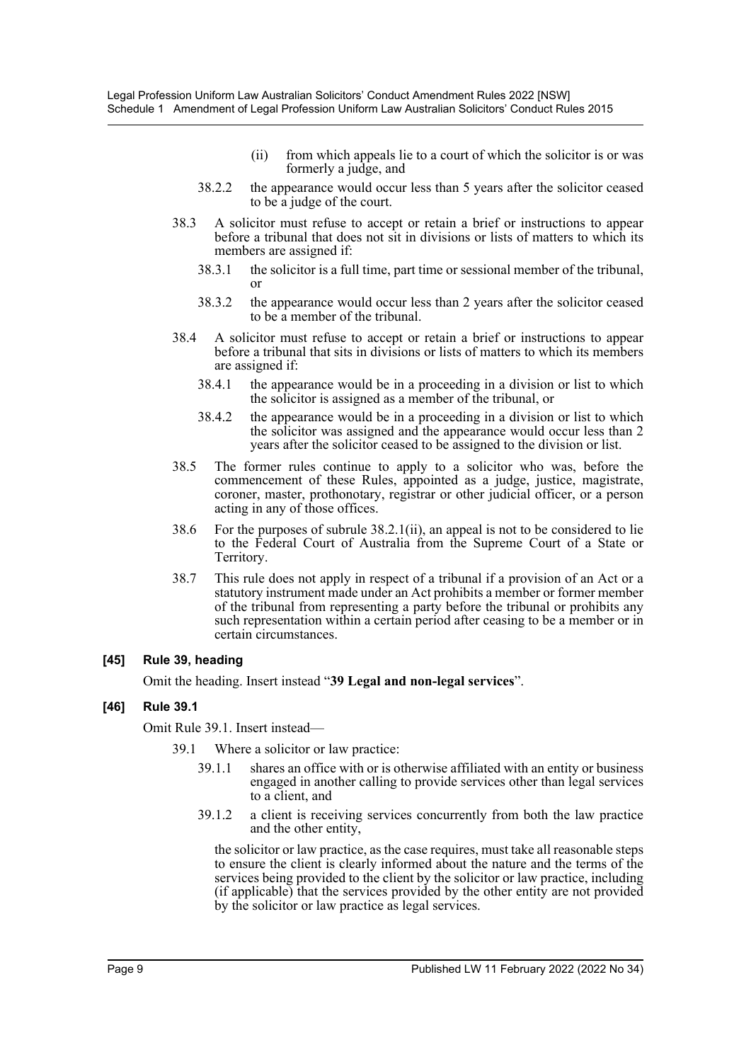(ii) from which appeals lie to a court of which the solicitor is or was formerly a judge, and

38.2.2 the appearance would occur less than 5 years after the solicitor ceased to be a judge of the court.

38.3 A solicitor must refuse to accept or retain a brief or instructions to appear before a tribunal that does not sit in divisions or lists of matters to which its members are assigned if:

38.3.1 the solicitor is a full time, part time or sessional member of the tribunal, or

38.3.2 the appearance would occur less than 2 years after the solicitor ceased to be a member of the tribunal.

38.4 A solicitor must refuse to accept or retain a brief or instructions to appear before a tribunal that sits in divisions or lists of matters to which its members are assigned if:

38.4.1 the appearance would be in a proceeding in a division or list to which the solicitor is assigned as a member of the tribunal, or

38.4.2 the appearance would be in a proceeding in a division or list to which the solicitor was assigned and the appearance would occur less than 2 years after the solicitor ceased to be assigned to the division or list.

38.5 The former rules continue to apply to a solicitor who was, before the commencement of these Rules, appointed as a judge, justice, magistrate, coroner, master, prothonotary, registrar or other judicial officer, or a person acting in any of those offices.

38.6 For the purposes of subrule 38.2.1(ii), an appeal is not to be considered to lie to the Federal Court of Australia from the Supreme Court of a State or Territory.

38.7 This rule does not apply in respect of a tribunal if a provision of an Act or a statutory instrument made under an Act prohibits a member or former member of the tribunal from representing a party before the tribunal or prohibits any such representation within a certain period after ceasing to be a member or in certain circumstances.

### [45] Rule 39, heading

Omit the heading. Insert instead "**39 Legal and non-legal services**".

### [46] Rule 39.1

Omit Rule 39.1. Insert instead—

39.1 Where a solicitor or law practice:

39.1.1 shares an office with or is otherwise affiliated with an entity or business engaged in another calling to provide services other than legal services to a client, and

39.1.2 a client is receiving services concurrently from both the law practice and the other entity,

the solicitor or law practice, as the case requires, must take all reasonable steps to ensure the client is clearly informed about the nature and the terms of the services being provided to the client by the solicitor or law practice, including (if applicable) that the services provided by the other entity are not provided by the solicitor or law practice as legal services.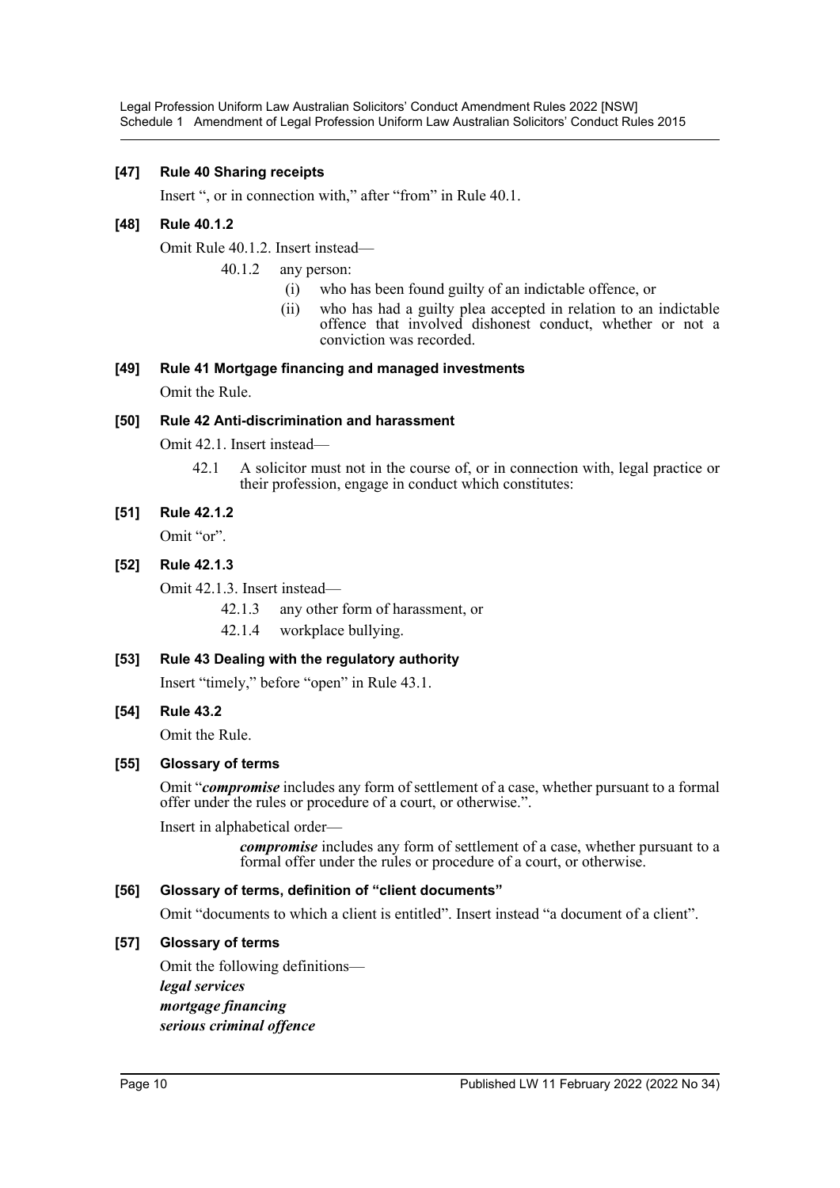### [47] Rule 40 Sharing receipts

Insert ", or in connection with," after "from" in Rule 40.1.

### [48] Rule 40.1.2

Omit Rule 40.1.2. Insert instead—

> 40.1.2 any person:
>
> (i) who has been found guilty of an indictable offence, or
>
> (ii) who has had a guilty plea accepted in relation to an indictable offence that involved dishonest conduct, whether or not a conviction was recorded.

### [49] Rule 41 Mortgage financing and managed investments

Omit the Rule.

### [50] Rule 42 Anti-discrimination and harassment

Omit 42.1. Insert instead—

> 42.1 A solicitor must not in the course of, or in connection with, legal practice or their profession, engage in conduct which constitutes:

### [51] Rule 42.1.2

Omit "or".

### [52] Rule 42.1.3

Omit 42.1.3. Insert instead—

> 42.1.3 any other form of harassment, or
>
> 42.1.4 workplace bullying.

### [53] Rule 43 Dealing with the regulatory authority

Insert "timely," before "open" in Rule 43.1.

### [54] Rule 43.2

Omit the Rule.

### [55] Glossary of terms

Omit "***compromise*** includes any form of settlement of a case, whether pursuant to a formal offer under the rules or procedure of a court, or otherwise.".

Insert in alphabetical order—

> ***compromise*** includes any form of settlement of a case, whether pursuant to a formal offer under the rules or procedure of a court, or otherwise.

### [56] Glossary of terms, definition of "client documents"

Omit "documents to which a client is entitled". Insert instead "a document of a client".

### [57] Glossary of terms

Omit the following definitions—

***legal services***

***mortgage financing***

***serious criminal offence***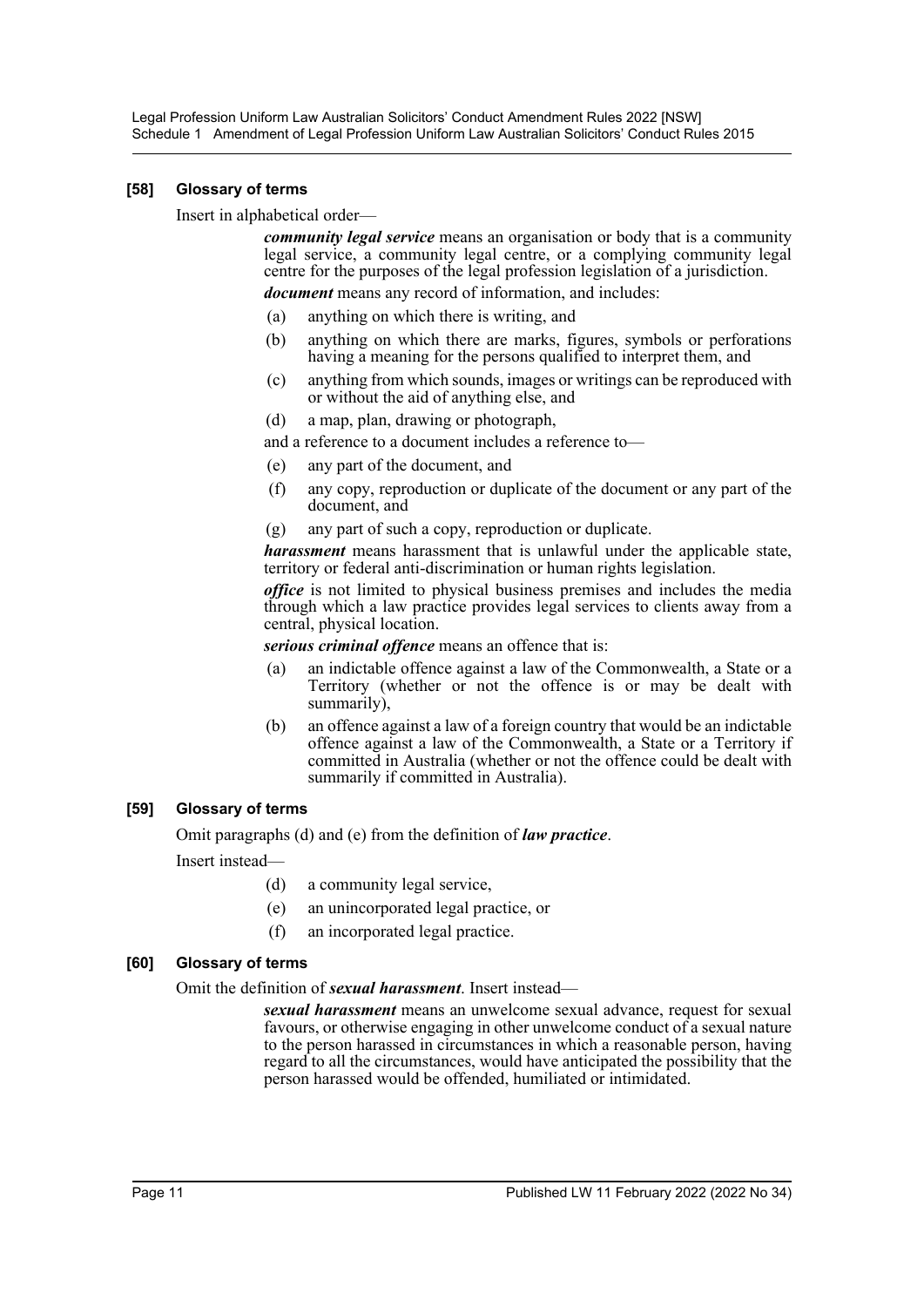### [58] Glossary of terms

Insert in alphabetical order—

***community legal service*** means an organisation or body that is a community legal service, a community legal centre, or a complying community legal centre for the purposes of the legal profession legislation of a jurisdiction.

***document*** means any record of information, and includes:

(a) anything on which there is writing, and

(b) anything on which there are marks, figures, symbols or perforations having a meaning for the persons qualified to interpret them, and

(c) anything from which sounds, images or writings can be reproduced with or without the aid of anything else, and

(d) a map, plan, drawing or photograph,

and a reference to a document includes a reference to—

(e) any part of the document, and

(f) any copy, reproduction or duplicate of the document or any part of the document, and

(g) any part of such a copy, reproduction or duplicate.

***harassment*** means harassment that is unlawful under the applicable state, territory or federal anti-discrimination or human rights legislation.

***office*** is not limited to physical business premises and includes the media through which a law practice provides legal services to clients away from a central, physical location.

***serious criminal offence*** means an offence that is:

(a) an indictable offence against a law of the Commonwealth, a State or a Territory (whether or not the offence is or may be dealt with summarily),

(b) an offence against a law of a foreign country that would be an indictable offence against a law of the Commonwealth, a State or a Territory if committed in Australia (whether or not the offence could be dealt with summarily if committed in Australia).

### [59] Glossary of terms

Omit paragraphs (d) and (e) from the definition of ***law practice***.

Insert instead—

(d) a community legal service,

(e) an unincorporated legal practice, or

(f) an incorporated legal practice.

### [60] Glossary of terms

Omit the definition of ***sexual harassment***. Insert instead—

***sexual harassment*** means an unwelcome sexual advance, request for sexual favours, or otherwise engaging in other unwelcome conduct of a sexual nature to the person harassed in circumstances in which a reasonable person, having regard to all the circumstances, would have anticipated the possibility that the person harassed would be offended, humiliated or intimidated.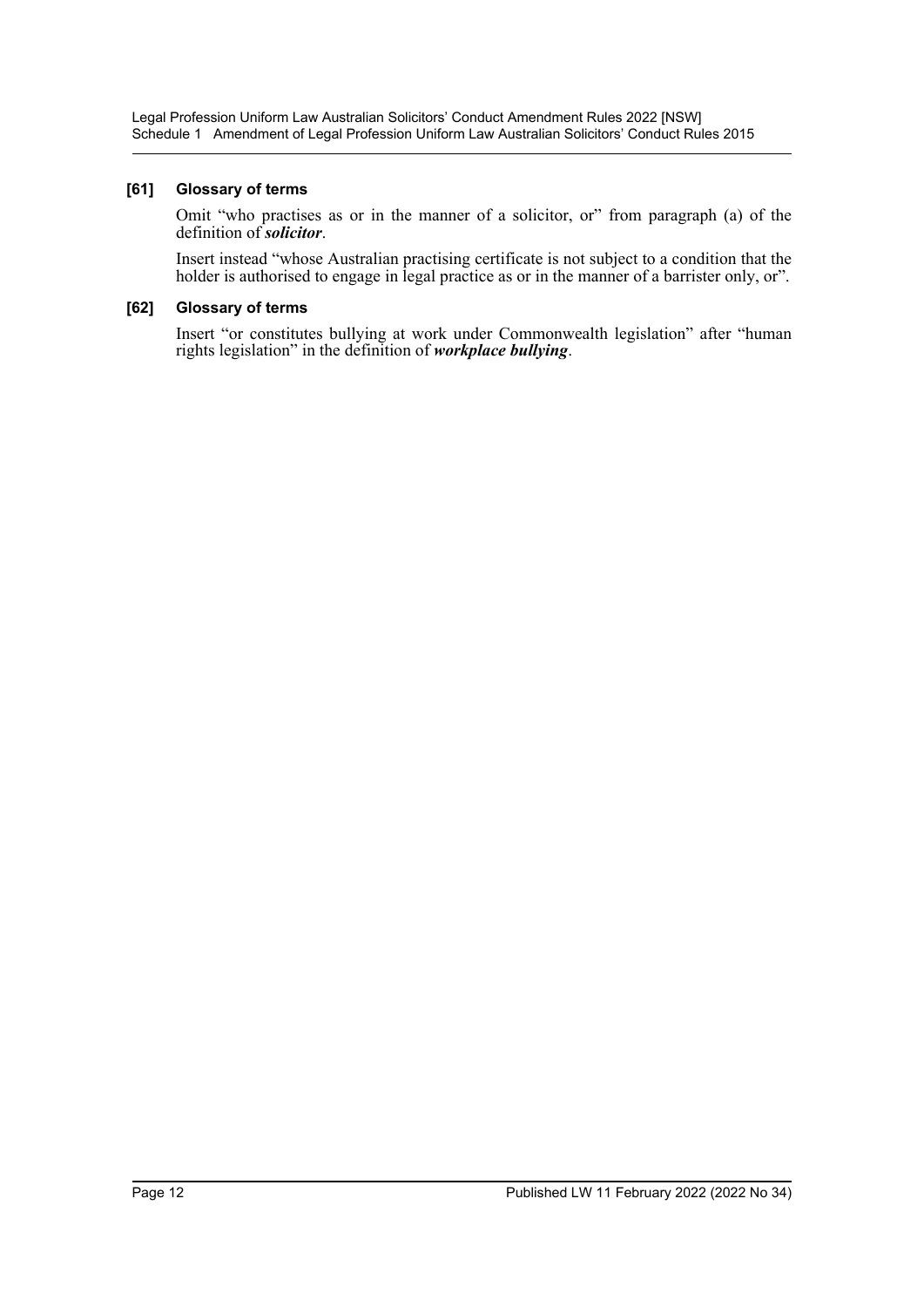### [61] Glossary of terms

Omit “who practises as or in the manner of a solicitor, or” from paragraph (a) of the definition of ***solicitor***.

Insert instead “whose Australian practising certificate is not subject to a condition that the holder is authorised to engage in legal practice as or in the manner of a barrister only, or”.

### [62] Glossary of terms

Insert “or constitutes bullying at work under Commonwealth legislation” after “human rights legislation” in the definition of ***workplace bullying***.